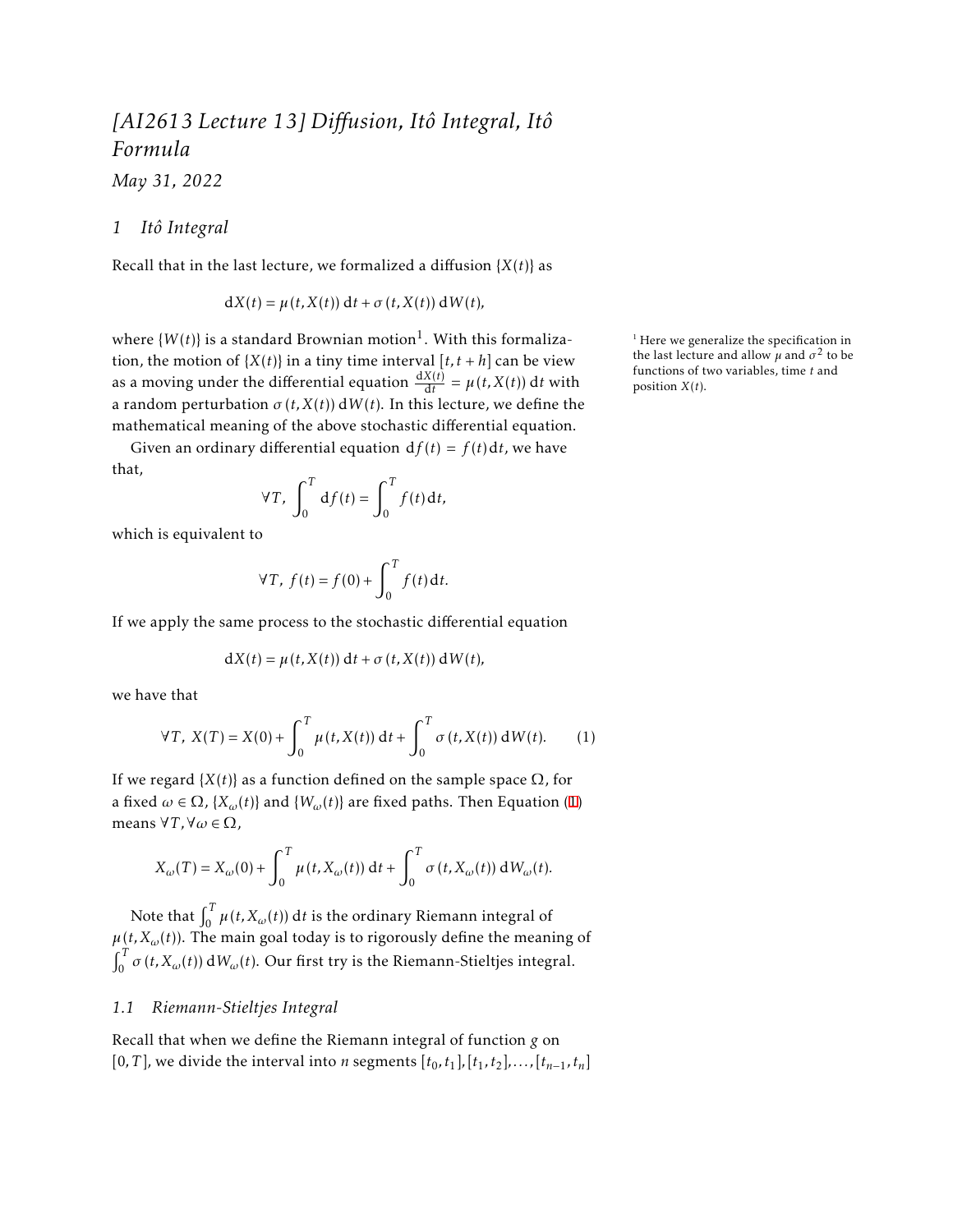# *[AI2613 Lecture 13] Diffusion, Itô Integral, Itô Formula*

*May 31, 2022*

## 1 Itô Integral

Recall that in the last lecture, we formalized a diffusion $\{X(t)\}$ as

$$\mathrm{d}X(t) = \mu(t, X(t))\,\mathrm{d}t + \sigma(t, X(t))\,\mathrm{d}W(t),$$

where $\{W(t)\}$ is a standard Brownian motion[1]. With this formalization, the motion of $\{X(t)\}$ in a tiny time interval $[t, t+h]$ can be view as a moving under the differential equation $\frac{\mathrm{d}X(t)}{\mathrm{d}t} = \mu(t, X(t))\,\mathrm{d}t$ with a random perturbation $\sigma(t, X(t))\,\mathrm{d}W(t)$. In this lecture, we define the mathematical meaning of the above stochastic differential equation.

[1] Here we generalize the specification in the last lecture and allow $\mu$ and $\sigma^2$ to be functions of two variables, time $t$ and position $X(t)$.

Given an ordinary differential equation $\mathrm{d}f(t) = f(t)\mathrm{d}t$, we have that,

$$\forall T,\ \int_0^T \mathrm{d}f(t) = \int_0^T f(t)\mathrm{d}t,$$

which is equivalent to

$$\forall T,\ f(t) = f(0) + \int_0^T f(t)\mathrm{d}t.$$

If we apply the same process to the stochastic differential equation

$$\mathrm{d}X(t) = \mu(t, X(t))\,\mathrm{d}t + \sigma(t, X(t))\,\mathrm{d}W(t),$$

we have that

$$\forall T,\ X(T) = X(0) + \int_0^T \mu(t, X(t))\,\mathrm{d}t + \int_0^T \sigma(t, X(t))\,\mathrm{d}W(t). \tag{1}$$

If we regard $\{X(t)\}$ as a function defined on the sample space $\Omega$, for a fixed $\omega \in \Omega$, $\{X_\omega(t)\}$ and $\{W_\omega(t)\}$ are fixed paths. Then Equation (1) means $\forall T, \forall \omega \in \Omega$,

$$X_\omega(T) = X_\omega(0) + \int_0^T \mu(t, X_\omega(t))\,\mathrm{d}t + \int_0^T \sigma(t, X_\omega(t))\,\mathrm{d}W_\omega(t).$$

Note that $\int_0^T \mu(t, X_\omega(t))\,\mathrm{d}t$ is the ordinary Riemann integral of $\mu(t, X_\omega(t))$. The main goal today is to rigorously define the meaning of $\int_0^T \sigma(t, X_\omega(t))\,\mathrm{d}W_\omega(t)$. Our first try is the Riemann-Stieltjes integral.

### 1.1 Riemann-Stieltjes Integral

Recall that when we define the Riemann integral of function $g$ on $[0, T]$, we divide the interval into $n$ segments $[t_0, t_1], [t_1, t_2], \ldots, [t_{n-1}, t_n]$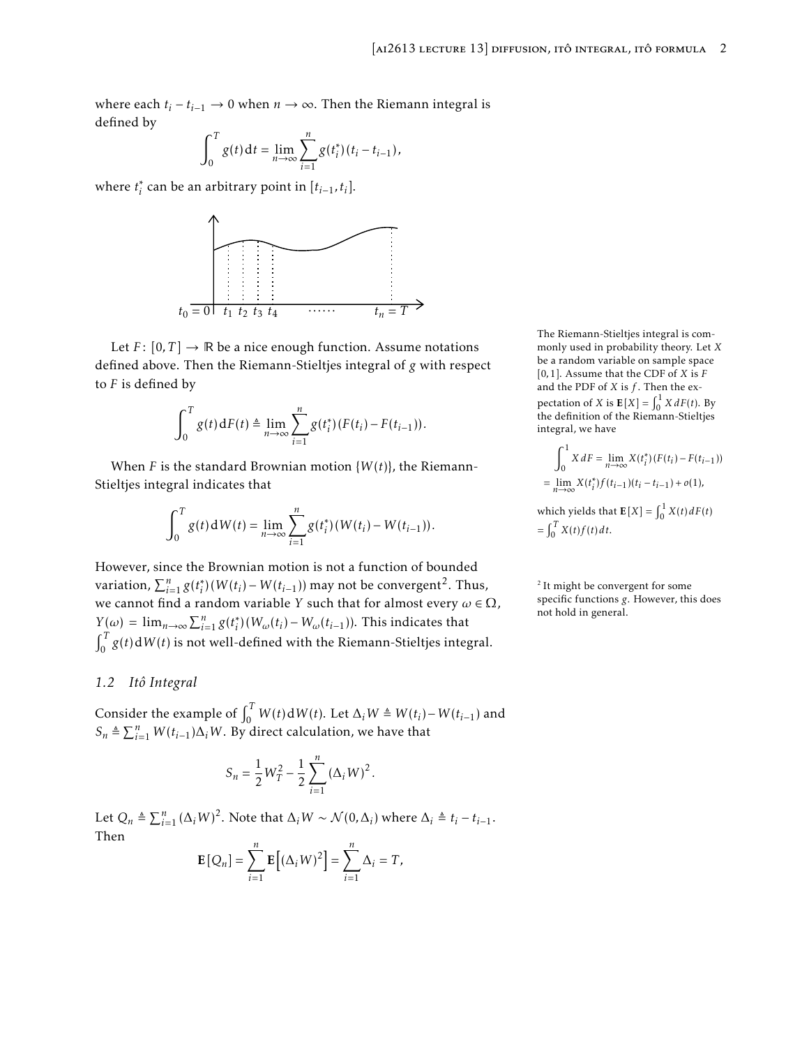where each $t_i - t_{i-1} \to 0$ when $n \to \infty$. Then the Riemann integral is defined by

$$\int_0^T g(t)\,\mathrm{d}t = \lim_{n\to\infty} \sum_{i=1}^{n} g(t_i^*)(t_i - t_{i-1}),$$

where $t_i^*$ can be an arbitrary point in $[t_{i-1}, t_i]$.

Let $F\colon [0,T] \to \mathbb{R}$ be a nice enough function. Assume notations defined above. Then the Riemann-Stieltjes integral of $g$ with respect to $F$ is defined by

$$\int_0^T g(t)\,\mathrm{d}F(t) \triangleq \lim_{n\to\infty} \sum_{i=1}^{n} g(t_i^*)(F(t_i) - F(t_{i-1})).$$

The Riemann-Stieltjes integral is commonly used in probability theory. Let $X$ be a random variable on sample space $[0,1]$. Assume that the CDF of $X$ is $F$ and the PDF of $X$ is $f$. Then the expectation of $X$ is $\mathbf{E}[X] = \int_0^1 X\,dF(t)$. By the definition of the Riemann-Stieltjes integral, we have

$$\int_0^1 X\,dF = \lim_{n\to\infty} X(t_i^*)(F(t_i) - F(t_{i-1}))$$
$$= \lim_{n\to\infty} X(t_i^*) f(t_{i-1})(t_i - t_{i-1}) + o(1),$$

which yields that $\mathbf{E}[X] = \int_0^1 X(t)\,dF(t) = \int_0^T X(t)f(t)\,dt$.

When $F$ is the standard Brownian motion $\{W(t)\}$, the Riemann-Stieltjes integral indicates that

$$\int_0^T g(t)\,\mathrm{d}W(t) = \lim_{n\to\infty} \sum_{i=1}^{n} g(t_i^*)(W(t_i) - W(t_{i-1})).$$

However, since the Brownian motion is not a function of bounded variation, $\sum_{i=1}^{n} g(t_i^*)(W(t_i) - W(t_{i-1}))$ may not be convergent[2]. Thus, we cannot find a random variable $Y$ such that for almost every $\omega \in \Omega$, $Y(\omega) = \lim_{n\to\infty} \sum_{i=1}^{n} g(t_i^*)(W_\omega(t_i) - W_\omega(t_{i-1}))$. This indicates that $\int_0^T g(t)\,\mathrm{d}W(t)$ is not well-defined with the Riemann-Stieltjes integral.

[2] It might be convergent for some specific functions $g$. However, this does not hold in general.

### 1.2 Itô Integral

Consider the example of $\int_0^T W(t)\,\mathrm{d}W(t)$. Let $\Delta_i W \triangleq W(t_i) - W(t_{i-1})$ and $S_n \triangleq \sum_{i=1}^{n} W(t_{i-1})\Delta_i W$. By direct calculation, we have that

$$S_n = \frac{1}{2}W_T^2 - \frac{1}{2}\sum_{i=1}^{n} (\Delta_i W)^2.$$

Let $Q_n \triangleq \sum_{i=1}^{n} (\Delta_i W)^2$. Note that $\Delta_i W \sim \mathcal{N}(0, \Delta_i)$ where $\Delta_i \triangleq t_i - t_{i-1}$. Then

$$\mathbf{E}[Q_n] = \sum_{i=1}^{n} \mathbf{E}\left[(\Delta_i W)^2\right] = \sum_{i=1}^{n} \Delta_i = T,$$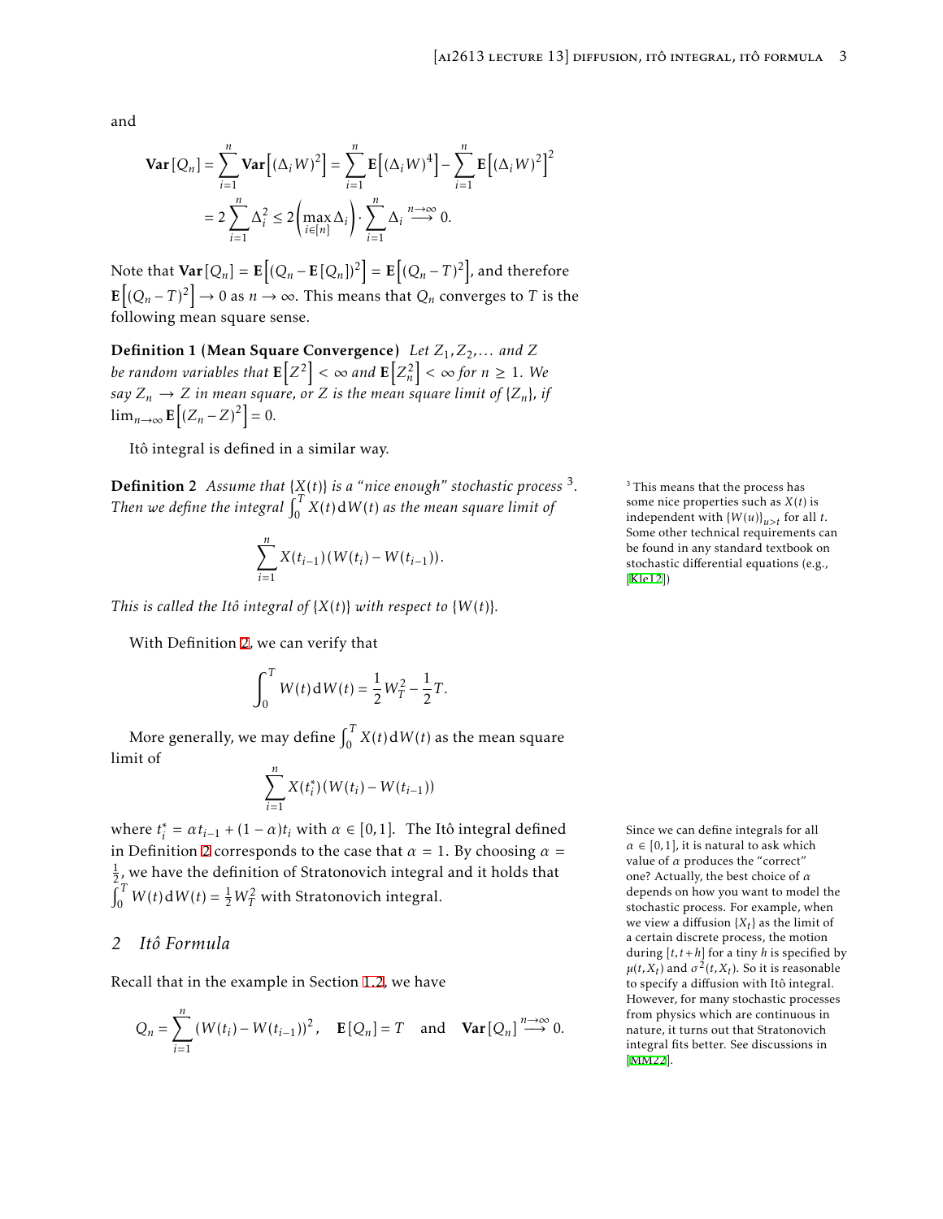and

$$\mathbf{Var}[Q_n] = \sum_{i=1}^{n} \mathbf{Var}\left[(\Delta_i W)^2\right] = \sum_{i=1}^{n} \mathbf{E}\left[(\Delta_i W)^4\right] - \sum_{i=1}^{n} \mathbf{E}\left[(\Delta_i W)^2\right]^2$$
$$= 2\sum_{i=1}^{n} \Delta_i^2 \le 2\left(\max_{i\in[n]} \Delta_i\right) \cdot \sum_{i=1}^{n} \Delta_i \overset{n\to\infty}{\longrightarrow} 0.$$

Note that $\mathbf{Var}[Q_n] = \mathbf{E}\left[(Q_n - \mathbf{E}[Q_n])^2\right] = \mathbf{E}\left[(Q_n - T)^2\right]$, and therefore $\mathbf{E}\left[(Q_n - T)^2\right] \to 0$ as $n \to \infty$. This means that $Q_n$ converges to $T$ is the following mean square sense.

**Definition 1 (Mean Square Convergence)** *Let $Z_1, Z_2, \ldots$ and $Z$ be random variables that $\mathbf{E}\left[Z^2\right] < \infty$ and $\mathbf{E}\left[Z_n^2\right] < \infty$ for $n \ge 1$. We say $Z_n \to Z$ in mean square, or $Z$ is the mean square limit of $\{Z_n\}$, if $\lim_{n\to\infty} \mathbf{E}\left[(Z_n - Z)^2\right] = 0$.*

Itô integral is defined in a similar way.

**Definition 2** *Assume that $\{X(t)\}$ is a "nice enough" stochastic process* [3]*. Then we define the integral $\int_0^T X(t)\,\mathrm{d}W(t)$ as the mean square limit of*

$$\sum_{i=1}^{n} X(t_{i-1})\left(W(t_i) - W(t_{i-1})\right).$$

*This is called the Itô integral of $\{X(t)\}$ with respect to $\{W(t)\}$.*

[3] This means that the process has some nice properties such as $X(t)$ is independent with $\{W(u)\}_{u>t}$ for all $t$. Some other technical requirements can be found in any standard textbook on stochastic differential equations (e.g., [Kle12])

With Definition 2, we can verify that

$$\int_0^T W(t)\,\mathrm{d}W(t) = \frac{1}{2}W_T^2 - \frac{1}{2}T.$$

More generally, we may define $\int_0^T X(t)\,\mathrm{d}W(t)$ as the mean square limit of

$$\sum_{i=1}^{n} X(t_i^*)\left(W(t_i) - W(t_{i-1})\right)$$

where $t_i^* = \alpha t_{i-1} + (1-\alpha)t_i$ with $\alpha \in [0,1]$. The Itô integral defined in Definition 2 corresponds to the case that $\alpha = 1$. By choosing $\alpha = \frac{1}{2}$, we have the definition of Stratonovich integral and it holds that $\int_0^T W(t)\,\mathrm{d}W(t) = \frac{1}{2}W_T^2$ with Stratonovich integral.

Since we can define integrals for all $\alpha \in [0,1]$, it is natural to ask which value of $\alpha$ produces the "correct" one? Actually, the best choice of $\alpha$ depends on how you want to model the stochastic process. For example, when we view a diffusion $\{X_t\}$ as the limit of a certain discrete process, the motion during $[t, t+h]$ for a tiny $h$ is specified by $\mu(t, X_t)$ and $\sigma^2(t, X_t)$. So it is reasonable to specify a diffusion with Itô integral. However, for many stochastic processes from physics which are continuous in nature, it turns out that Stratonovich integral fits better. See discussions in [MM22].

## 2 Itô Formula

Recall that in the example in Section 1.2, we have

$$Q_n = \sum_{i=1}^{n} \left(W(t_i) - W(t_{i-1})\right)^2, \quad \mathbf{E}[Q_n] = T \quad \text{and} \quad \mathbf{Var}[Q_n] \overset{n\to\infty}{\longrightarrow} 0.$$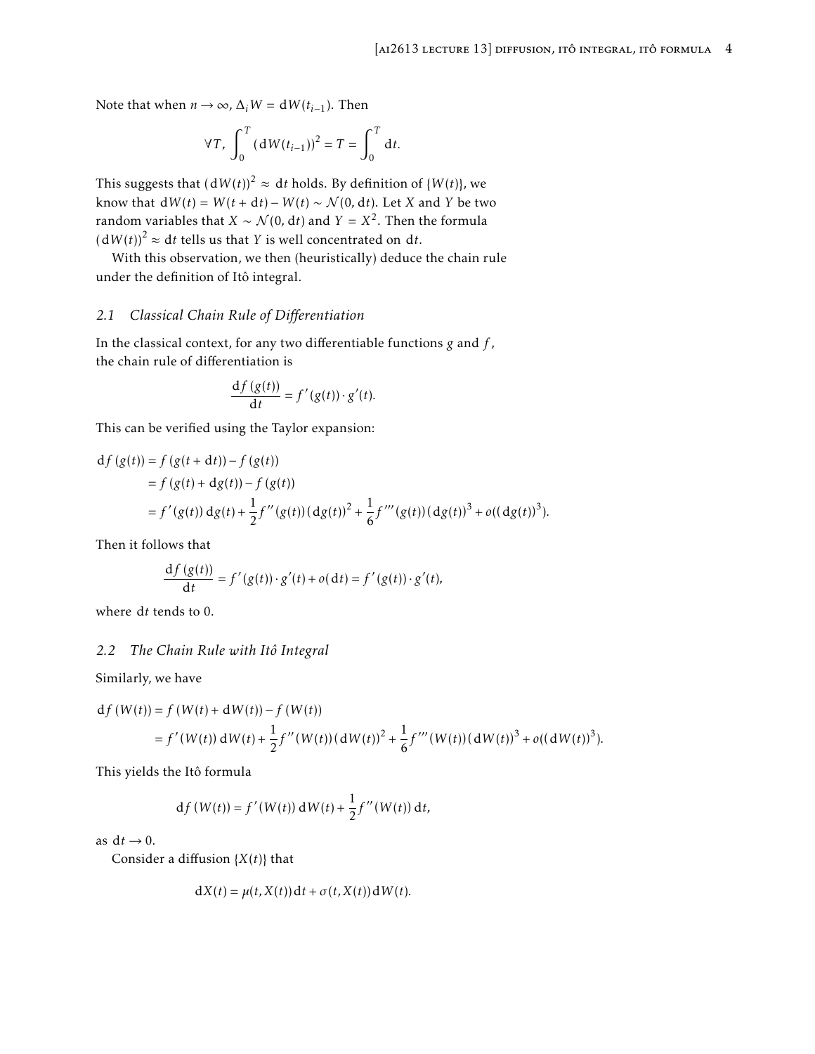Note that when $n \to \infty$, $\Delta_i W = \mathrm{d}W(t_{i-1})$. Then

$$\forall T, \int_0^T (\mathrm{d}W(t_{i-1}))^2 = T = \int_0^T \mathrm{d}t.$$

This suggests that $(\mathrm{d}W(t))^2 \approx \mathrm{d}t$ holds. By definition of $\{W(t)\}$, we know that $\mathrm{d}W(t) = W(t+\mathrm{d}t) - W(t) \sim \mathcal{N}(0, \mathrm{d}t)$. Let $X$ and $Y$ be two random variables that $X \sim \mathcal{N}(0, \mathrm{d}t)$ and $Y = X^2$. Then the formula $(\mathrm{d}W(t))^2 \approx \mathrm{d}t$ tells us that $Y$ is well concentrated on $\mathrm{d}t$.

With this observation, we then (heuristically) deduce the chain rule under the definition of Itô integral.

## 2.1 Classical Chain Rule of Differentiation

In the classical context, for any two differentiable functions $g$ and $f$, the chain rule of differentiation is

$$\frac{\mathrm{d}f(g(t))}{\mathrm{d}t} = f'(g(t)) \cdot g'(t).$$

This can be verified using the Taylor expansion:

$$\begin{aligned}
\mathrm{d}f(g(t)) &= f(g(t+\mathrm{d}t)) - f(g(t)) \\
&= f(g(t) + \mathrm{d}g(t)) - f(g(t)) \\
&= f'(g(t))\,\mathrm{d}g(t) + \frac{1}{2}f''(g(t))(\mathrm{d}g(t))^2 + \frac{1}{6}f'''(g(t))(\mathrm{d}g(t))^3 + o((\mathrm{d}g(t))^3).
\end{aligned}$$

Then it follows that

$$\frac{\mathrm{d}f(g(t))}{\mathrm{d}t} = f'(g(t)) \cdot g'(t) + o(\mathrm{d}t) = f'(g(t)) \cdot g'(t),$$

where $\mathrm{d}t$ tends to 0.

## 2.2 The Chain Rule with Itô Integral

Similarly, we have

$$\begin{aligned}
\mathrm{d}f(W(t)) &= f(W(t) + \mathrm{d}W(t)) - f(W(t)) \\
&= f'(W(t))\,\mathrm{d}W(t) + \frac{1}{2}f''(W(t))(\mathrm{d}W(t))^2 + \frac{1}{6}f'''(W(t))(\mathrm{d}W(t))^3 + o((\mathrm{d}W(t))^3).
\end{aligned}$$

This yields the Itô formula

$$\mathrm{d}f(W(t)) = f'(W(t))\,\mathrm{d}W(t) + \frac{1}{2}f''(W(t))\,\mathrm{d}t,$$

as $\mathrm{d}t \to 0$.

Consider a diffusion $\{X(t)\}$ that

$$\mathrm{d}X(t) = \mu(t, X(t))\,\mathrm{d}t + \sigma(t, X(t))\,\mathrm{d}W(t).$$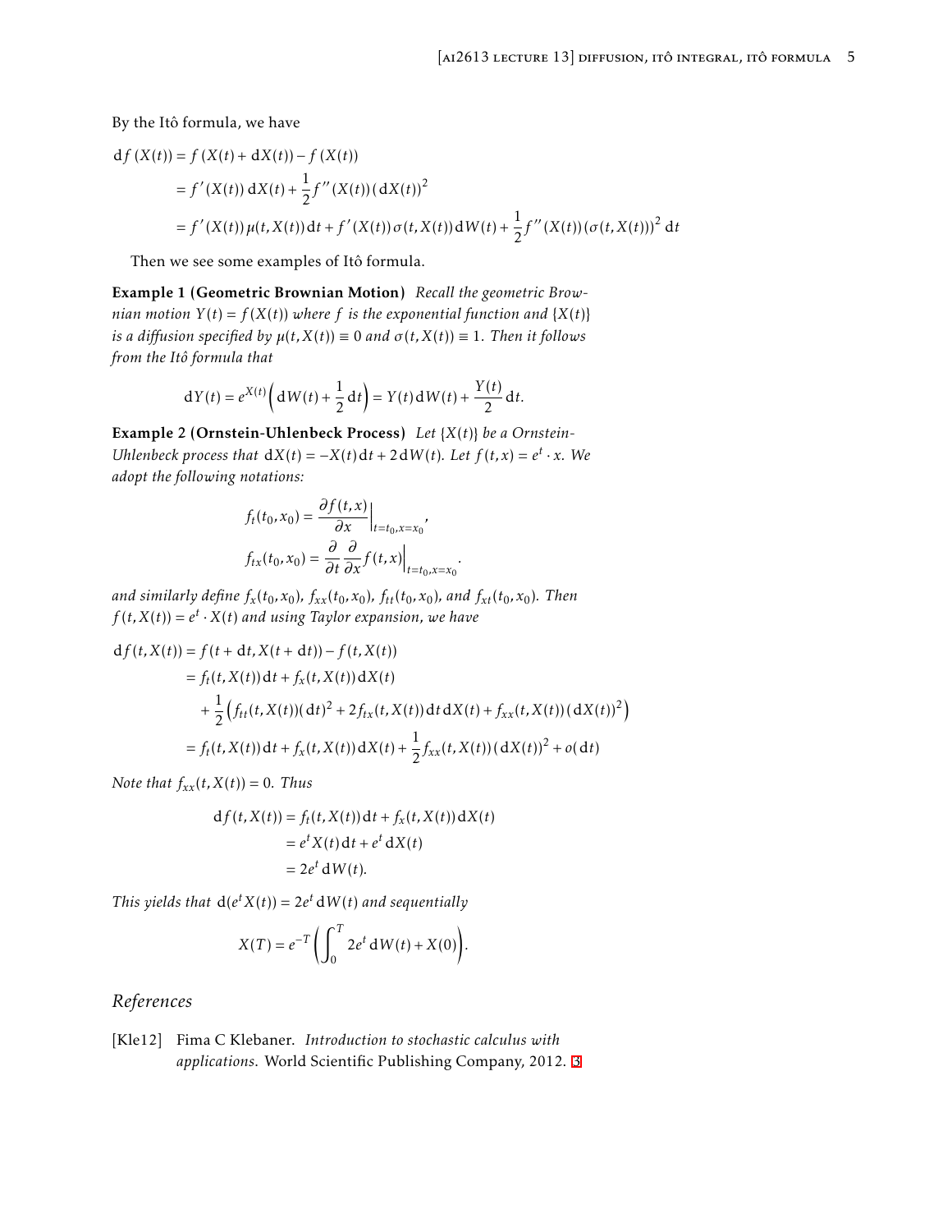By the Itô formula, we have

$$
\begin{aligned}
\mathrm{d}f(X(t)) &= f(X(t) + \mathrm{d}X(t)) - f(X(t)) \\
&= f'(X(t))\,\mathrm{d}X(t) + \frac{1}{2}f''(X(t))(\mathrm{d}X(t))^2 \\
&= f'(X(t))\,\mu(t, X(t))\,\mathrm{d}t + f'(X(t))\,\sigma(t, X(t))\,\mathrm{d}W(t) + \frac{1}{2}f''(X(t))(\sigma(t, X(t)))^2\,\mathrm{d}t
\end{aligned}
$$

Then we see some examples of Itô formula.

**Example 1 (Geometric Brownian Motion)** *Recall the geometric Brownian motion $Y(t) = f(X(t))$ where $f$ is the exponential function and $\{X(t)\}$ is a diffusion specified by $\mu(t, X(t)) \equiv 0$ and $\sigma(t, X(t)) \equiv 1$. Then it follows from the Itô formula that*

$$
\mathrm{d}Y(t) = e^{X(t)}\left(\mathrm{d}W(t) + \frac{1}{2}\,\mathrm{d}t\right) = Y(t)\,\mathrm{d}W(t) + \frac{Y(t)}{2}\,\mathrm{d}t.
$$

**Example 2 (Ornstein-Uhlenbeck Process)** *Let $\{X(t)\}$ be a Ornstein-Uhlenbeck process that $\mathrm{d}X(t) = -X(t)\,\mathrm{d}t + 2\,\mathrm{d}W(t)$. Let $f(t, x) = e^t \cdot x$. We adopt the following notations:*

$$
\begin{aligned}
f_t(t_0, x_0) &= \frac{\partial f(t, x)}{\partial x}\Big|_{t=t_0, x=x_0}, \\
f_{tx}(t_0, x_0) &= \frac{\partial}{\partial t}\frac{\partial}{\partial x}f(t, x)\Big|_{t=t_0, x=x_0}.
\end{aligned}
$$

*and similarly define $f_x(t_0, x_0)$, $f_{xx}(t_0, x_0)$, $f_{tt}(t_0, x_0)$, and $f_{xt}(t_0, x_0)$. Then $f(t, X(t)) = e^t \cdot X(t)$ and using Taylor expansion, we have*

$$
\begin{aligned}
\mathrm{d}f(t, X(t)) &= f(t + \mathrm{d}t, X(t + \mathrm{d}t)) - f(t, X(t)) \\
&= f_t(t, X(t))\,\mathrm{d}t + f_x(t, X(t))\,\mathrm{d}X(t) \\
&\quad + \frac{1}{2}\left(f_{tt}(t, X(t))(\mathrm{d}t)^2 + 2f_{tx}(t, X(t))\,\mathrm{d}t\,\mathrm{d}X(t) + f_{xx}(t, X(t))(\mathrm{d}X(t))^2\right) \\
&= f_t(t, X(t))\,\mathrm{d}t + f_x(t, X(t))\,\mathrm{d}X(t) + \frac{1}{2}f_{xx}(t, X(t))(\mathrm{d}X(t))^2 + o(\mathrm{d}t)
\end{aligned}
$$

*Note that $f_{xx}(t, X(t)) = 0$. Thus*

$$
\begin{aligned}
\mathrm{d}f(t, X(t)) &= f_t(t, X(t))\,\mathrm{d}t + f_x(t, X(t))\,\mathrm{d}X(t) \\
&= e^t X(t)\,\mathrm{d}t + e^t\,\mathrm{d}X(t) \\
&= 2e^t\,\mathrm{d}W(t).
\end{aligned}
$$

*This yields that $\mathrm{d}(e^t X(t)) = 2e^t\,\mathrm{d}W(t)$ and sequentially*

$$
X(T) = e^{-T}\left(\int_0^T 2e^t\,\mathrm{d}W(t) + X(0)\right).
$$

## References

[Kle12] Fima C Klebaner. *Introduction to stochastic calculus with applications*. World Scientific Publishing Company, 2012. 3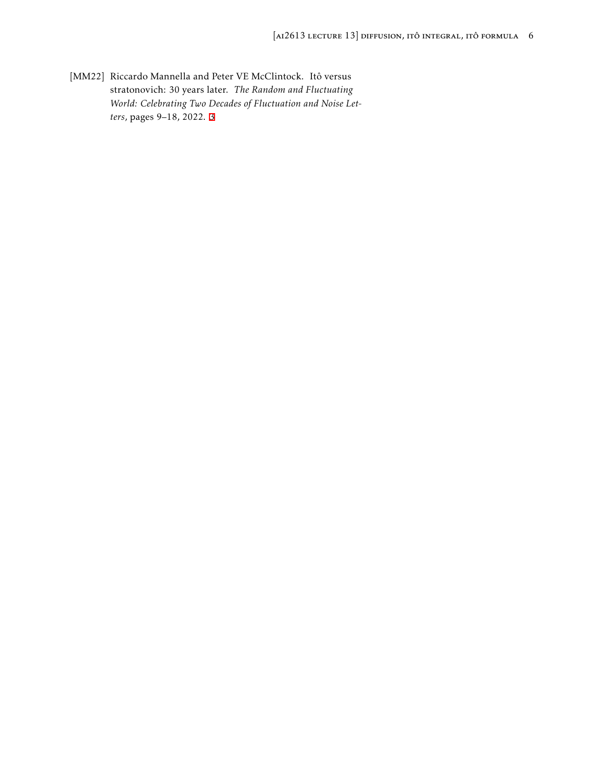[MM22] Riccardo Mannella and Peter VE McClintock. Itô versus stratonovich: 30 years later. *The Random and Fluctuating World: Celebrating Two Decades of Fluctuation and Noise Letters*, pages 9–18, 2022. 3